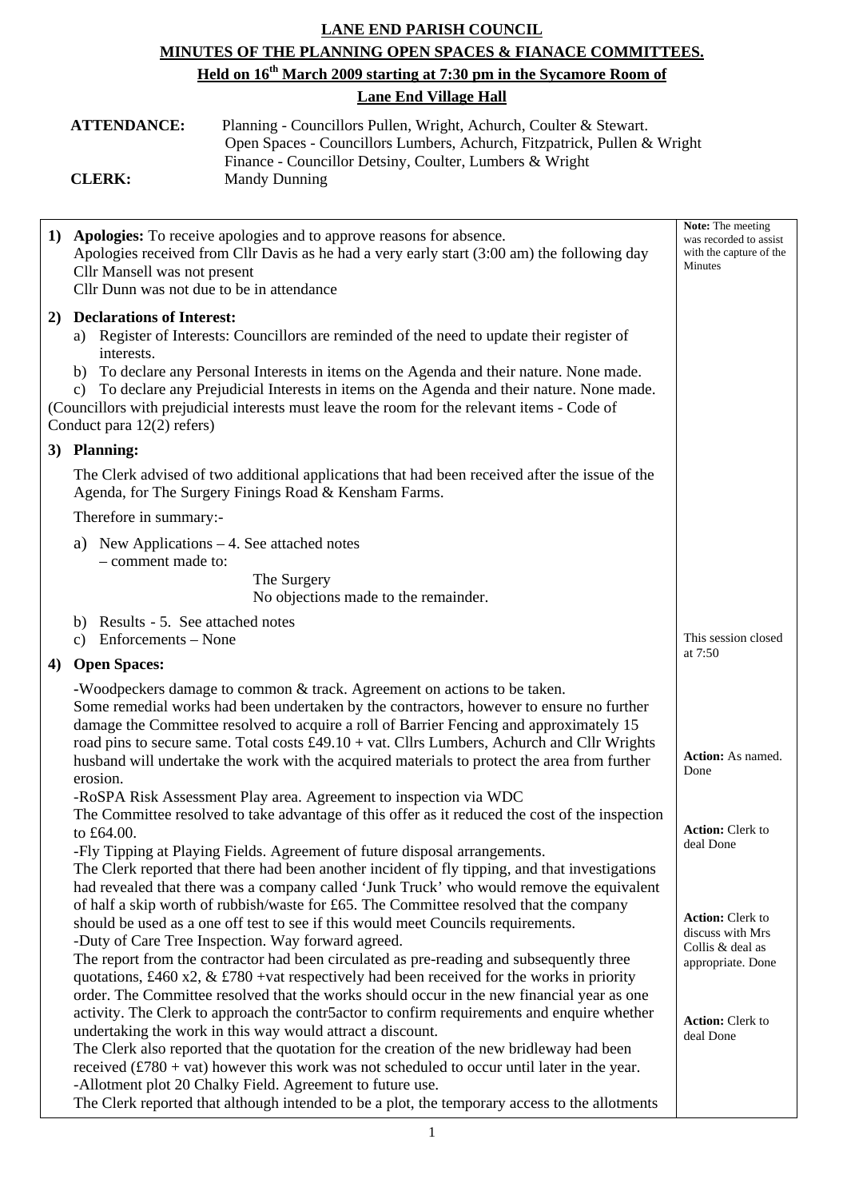# LANE END PARISH COUNCIL

## MINUTES OF THE PLANNING OPEN SPACES & FIANACE COMMITTEES.

### Held on 16th March 2009 starting at 7:30 pm in the Sycamore Room of Lane End Village Hall

**ATTENDANCE:** Planning - Councillors Pullen, Wright, Achurch, Coulter & Stewart.
Open Spaces - Councillors Lumbers, Achurch, Fitzpatrick, Pullen & Wright
Finance - Councillor Detsiny, Coulter, Lumbers & Wright

**CLERK:** Mandy Dunning

| | |
|---|---|
| **1) Apologies:** To receive apologies and to approve reasons for absence.<br>Apologies received from Cllr Davis as he had a very early start (3:00 am) the following day<br>Cllr Mansell was not present<br>Cllr Dunn was not due to be in attendance | **Note:** The meeting was recorded to assist with the capture of the Minutes |
| **2) Declarations of Interest:**<br>a) Register of Interests: Councillors are reminded of the need to update their register of interests.<br>b) To declare any Personal Interests in items on the Agenda and their nature. None made.<br>c) To declare any Prejudicial Interests in items on the Agenda and their nature. None made.<br>(Councillors with prejudicial interests must leave the room for the relevant items - Code of Conduct para 12(2) refers) | |
| **3) Planning:**<br>The Clerk advised of two additional applications that had been received after the issue of the Agenda, for The Surgery Finings Road & Kensham Farms.<br>Therefore in summary:-<br>a) New Applications – 4. See attached notes<br>– comment made to:<br>The Surgery<br>No objections made to the remainder.<br>b) Results - 5. See attached notes<br>c) Enforcements – None | This session closed at 7:50 |
| **4) Open Spaces:**<br>-Woodpeckers damage to common & track. Agreement on actions to be taken.<br>Some remedial works had been undertaken by the contractors, however to ensure no further damage the Committee resolved to acquire a roll of Barrier Fencing and approximately 15 road pins to secure same. Total costs £49.10 + vat. Cllrs Lumbers, Achurch and Cllr Wrights husband will undertake the work with the acquired materials to protect the area from further erosion. | **Action:** As named. Done |
| -RoSPA Risk Assessment Play area. Agreement to inspection via WDC<br>The Committee resolved to take advantage of this offer as it reduced the cost of the inspection to £64.00. | **Action:** Clerk to deal Done |
| -Fly Tipping at Playing Fields. Agreement of future disposal arrangements.<br>The Clerk reported that there had been another incident of fly tipping, and that investigations had revealed that there was a company called 'Junk Truck' who would remove the equivalent of half a skip worth of rubbish/waste for £65. The Committee resolved that the company should be used as a one off test to see if this would meet Councils requirements. | **Action:** Clerk to discuss with Mrs Collis & deal as appropriate. Done |
| -Duty of Care Tree Inspection. Way forward agreed.<br>The report from the contractor had been circulated as pre-reading and subsequently three quotations, £460 x2, & £780 +vat respectively had been received for the works in priority order. The Committee resolved that the works should occur in the new financial year as one activity. The Clerk to approach the contr5actor to confirm requirements and enquire whether undertaking the work in this way would attract a discount.<br>The Clerk also reported that the quotation for the creation of the new bridleway had been received (£780 + vat) however this work was not scheduled to occur until later in the year. | **Action:** Clerk to deal Done |
| -Allotment plot 20 Chalky Field. Agreement to future use.<br>The Clerk reported that although intended to be a plot, the temporary access to the allotments | |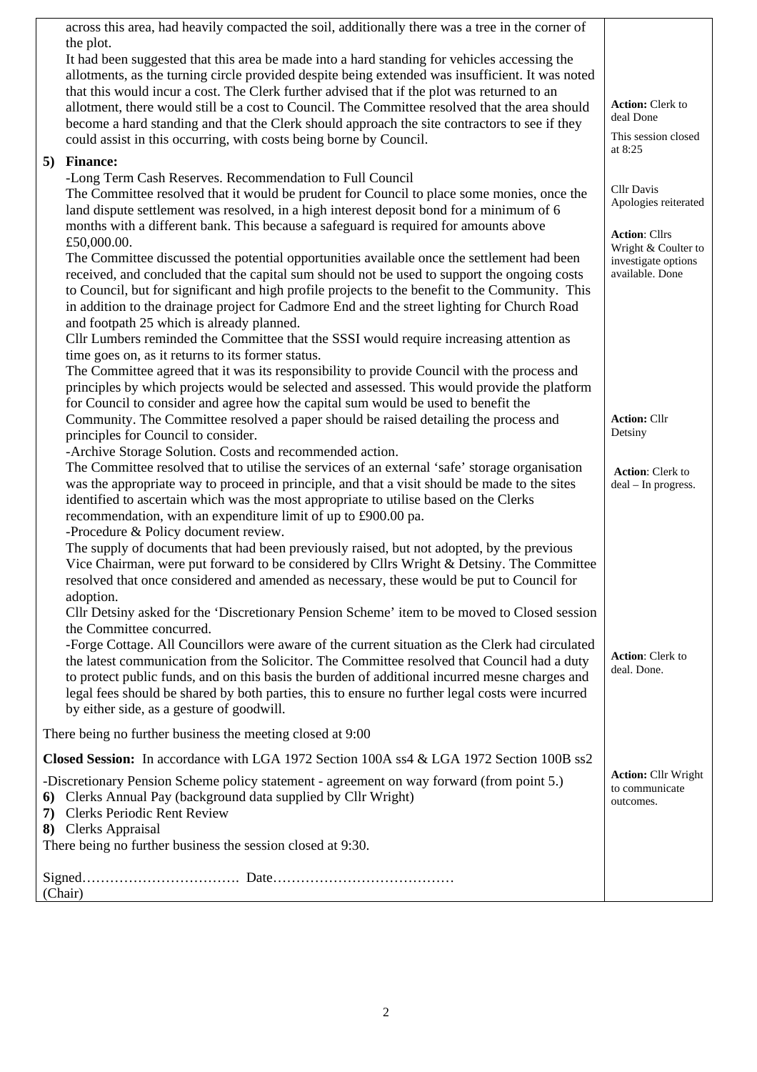| | |
|---|---|
| across this area, had heavily compacted the soil, additionally there was a tree in the corner of the plot.<br>It had been suggested that this area be made into a hard standing for vehicles accessing the allotments, as the turning circle provided despite being extended was insufficient. It was noted that this would incur a cost. The Clerk further advised that if the plot was returned to an allotment, there would still be a cost to Council. The Committee resolved that the area should become a hard standing and that the Clerk should approach the site contractors to see if they could assist in this occurring, with costs being borne by Council. | **Action:** Clerk to deal Done<br>This session closed at 8:25 |
| **5) Finance:**<br>-Long Term Cash Reserves. Recommendation to Full Council<br>The Committee resolved that it would be prudent for Council to place some monies, once the land dispute settlement was resolved, in a high interest deposit bond for a minimum of 6 months with a different bank. This because a safeguard is required for amounts above £50,000.00.<br>The Committee discussed the potential opportunities available once the settlement had been received, and concluded that the capital sum should not be used to support the ongoing costs to Council, but for significant and high profile projects to the benefit to the Community. This in addition to the drainage project for Cadmore End and the street lighting for Church Road and footpath 25 which is already planned.<br>Cllr Lumbers reminded the Committee that the SSSI would require increasing attention as time goes on, as it returns to its former status.<br>The Committee agreed that it was its responsibility to provide Council with the process and principles by which projects would be selected and assessed. This would provide the platform for Council to consider and agree how the capital sum would be used to benefit the Community. The Committee resolved a paper should be raised detailing the process and principles for Council to consider. | Cllr Davis Apologies reiterated<br>**Action**: Cllrs Wright & Coulter to investigate options available. Done<br>**Action:** Cllr Detsiny |
| -Archive Storage Solution. Costs and recommended action.<br>The Committee resolved that to utilise the services of an external 'safe' storage organisation was the appropriate way to proceed in principle, and that a visit should be made to the sites identified to ascertain which was the most appropriate to utilise based on the Clerks recommendation, with an expenditure limit of up to £900.00 pa. | **Action**: Clerk to deal – In progress. |
| -Procedure & Policy document review.<br>The supply of documents that had been previously raised, but not adopted, by the previous Vice Chairman, were put forward to be considered by Cllrs Wright & Detsiny. The Committee resolved that once considered and amended as necessary, these would be put to Council for adoption.<br>Cllr Detsiny asked for the 'Discretionary Pension Scheme' item to be moved to Closed session the Committee concurred. | |
| -Forge Cottage. All Councillors were aware of the current situation as the Clerk had circulated the latest communication from the Solicitor. The Committee resolved that Council had a duty to protect public funds, and on this basis the burden of additional incurred mesne charges and legal fees should be shared by both parties, this to ensure no further legal costs were incurred by either side, as a gesture of goodwill. | **Action**: Clerk to deal. Done. |
| There being no further business the meeting closed at 9:00 | |
| **Closed Session:** In accordance with LGA 1972 Section 100A ss4 & LGA 1972 Section 100B ss2<br>-Discretionary Pension Scheme policy statement - agreement on way forward (from point 5.)<br>**6)** Clerks Annual Pay (background data supplied by Cllr Wright)<br>**7)** Clerks Periodic Rent Review<br>**8)** Clerks Appraisal<br>There being no further business the session closed at 9:30. | **Action:** Cllr Wright to communicate outcomes. |
| Signed……………………………. Date…………………………………<br>(Chair) | |